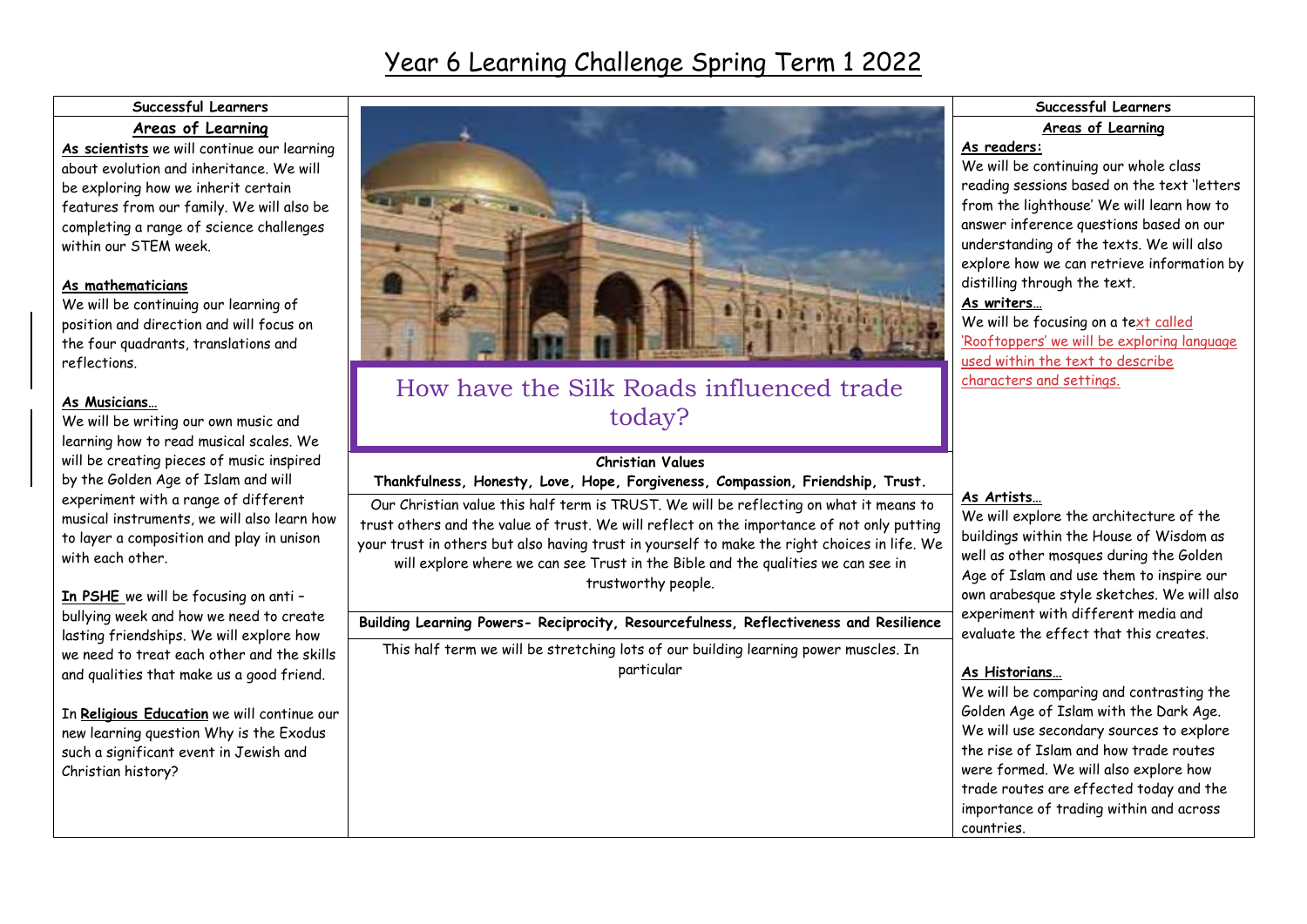# Year 6 Learning Challenge Spring Term 1 2022

## Successful Learners

### Areas of Learning

**As scientists** we will continue our learning about evolution and inheritance. We will be exploring how we inherit certain features from our family. We will also be completing a range of science challenges within our STEM week.

**As mathematicians**
We will be continuing our learning of position and direction and will focus on the four quadrants, translations and reflections.

**As Musicians…**
We will be writing our own music and learning how to read musical scales. We will be creating pieces of music inspired by the Golden Age of Islam and will experiment with a range of different musical instruments, we will also learn how to layer a composition and play in unison with each other.

**In PSHE** we will be focusing on anti – bullying week and how we need to create lasting friendships. We will explore how we need to treat each other and the skills and qualities that make us a good friend.

In **Religious Education** we will continue our new learning question Why is the Exodus such a significant event in Jewish and Christian history?

## How have the Silk Roads influenced trade today?

**Christian Values**

**Thankfulness, Honesty, Love, Hope, Forgiveness, Compassion, Friendship, Trust.**

Our Christian value this half term is TRUST. We will be reflecting on what it means to trust others and the value of trust. We will reflect on the importance of not only putting your trust in others but also having trust in yourself to make the right choices in life. We will explore where we can see Trust in the Bible and the qualities we can see in trustworthy people.

**Building Learning Powers- Reciprocity, Resourcefulness, Reflectiveness and Resilience**

This half term we will be stretching lots of our building learning power muscles. In particular

## Successful Learners

### Areas of Learning

**As readers:**
We will be continuing our whole class reading sessions based on the text 'letters from the lighthouse' We will learn how to answer inference questions based on our understanding of the texts. We will also explore how we can retrieve information by distilling through the text.

**As writers…**
We will be focusing on a text called 'Rooftoppers' we will be exploring language used within the text to describe characters and settings.

**As Artists…**
We will explore the architecture of the buildings within the House of Wisdom as well as other mosques during the Golden Age of Islam and use them to inspire our own arabesque style sketches. We will also experiment with different media and evaluate the effect that this creates.

**As Historians…**
We will be comparing and contrasting the Golden Age of Islam with the Dark Age. We will use secondary sources to explore the rise of Islam and how trade routes were formed. We will also explore how trade routes are effected today and the importance of trading within and across countries.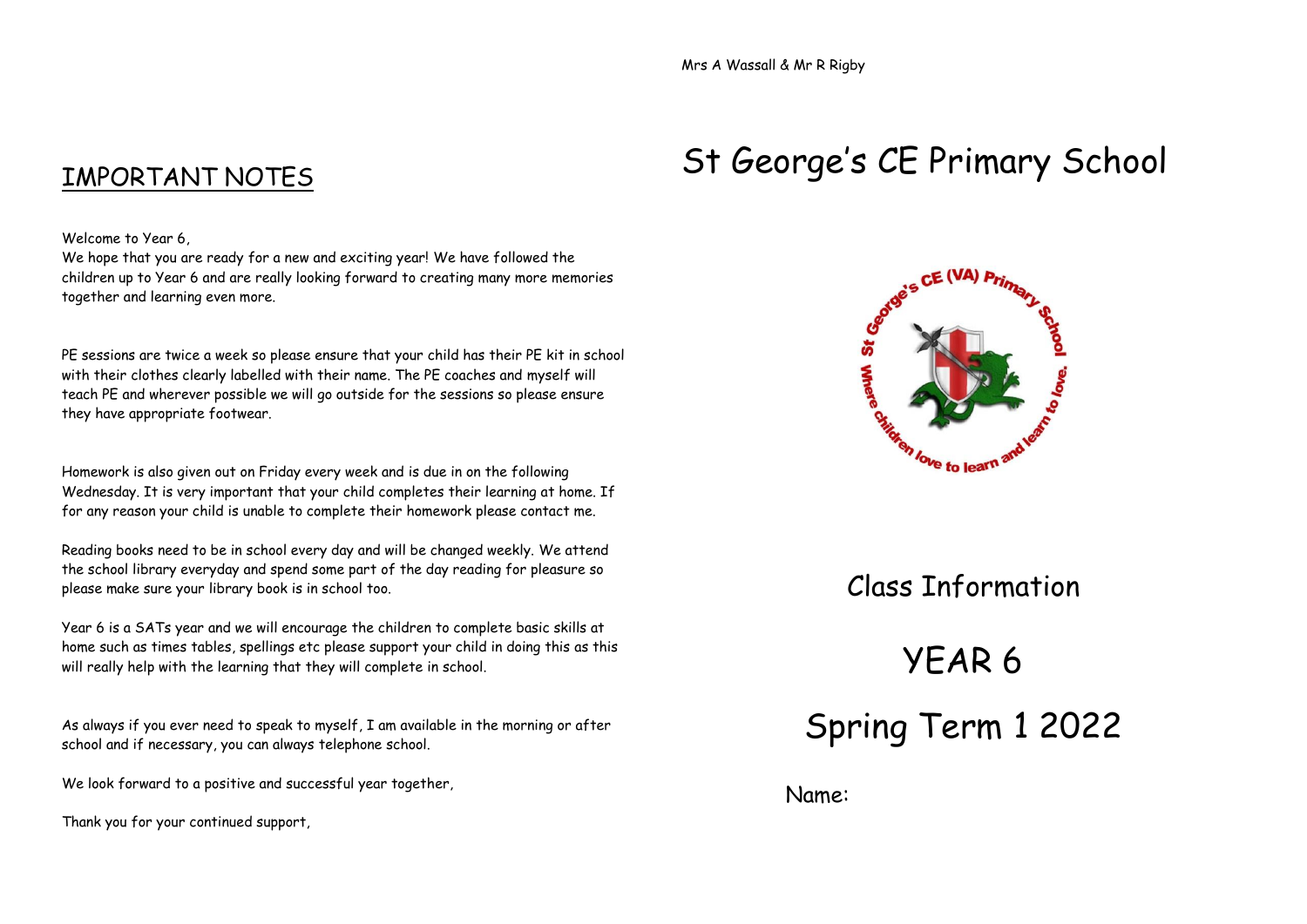## IMPORTANT NOTES

Welcome to Year 6,

We hope that you are ready for a new and exciting year! We have followed the children up to Year 6 and are really looking forward to creating many more memories together and learning even more.

PE sessions are twice a week so please ensure that your child has their PE kit in school with their clothes clearly labelled with their name. The PE coaches and myself will teach PE and wherever possible we will go outside for the sessions so please ensure they have appropriate footwear.

Homework is also given out on Friday every week and is due in on the following Wednesday. It is very important that your child completes their learning at home. If for any reason your child is unable to complete their homework please contact me.

Reading books need to be in school every day and will be changed weekly. We attend the school library everyday and spend some part of the day reading for pleasure so please make sure your library book is in school too.

Year 6 is a SATs year and we will encourage the children to complete basic skills at home such as times tables, spellings etc please support your child in doing this as this will really help with the learning that they will complete in school.

As always if you ever need to speak to myself, I am available in the morning or after school and if necessary, you can always telephone school.

We look forward to a positive and successful year together,

Thank you for your continued support,

Mrs A Wassall & Mr R Rigby

# St George's CE Primary School

St George's CE (VA) Primary School

Where children love to learn and learn to love.

## Class Information

## YEAR 6

## Spring Term 1 2022

Name: